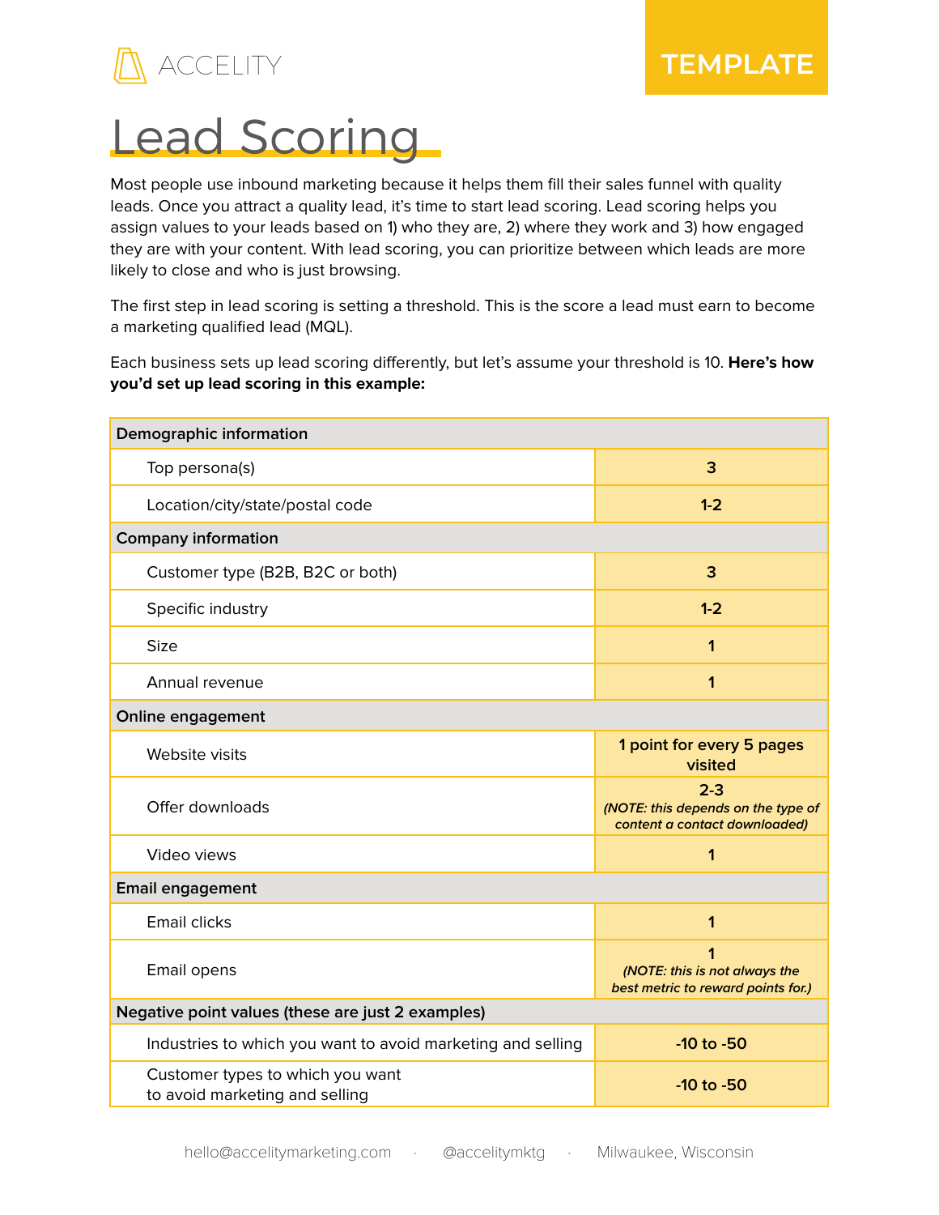ACCELITY

TEMPLATE

# Lead Scoring

Most people use inbound marketing because it helps them fill their sales funnel with quality leads. Once you attract a quality lead, it's time to start lead scoring. Lead scoring helps you assign values to your leads based on 1) who they are, 2) where they work and 3) how engaged they are with your content. With lead scoring, you can prioritize between which leads are more likely to close and who is just browsing.

The first step in lead scoring is setting a threshold. This is the score a lead must earn to become a marketing qualified lead (MQL).

Each business sets up lead scoring differently, but let's assume your threshold is 10. **Here's how you'd set up lead scoring in this example:**

| Demographic information | |
|---|---|
| Top persona(s) | **3** |
| Location/city/state/postal code | **1-2** |
| **Company information** | |
| Customer type (B2B, B2C or both) | **3** |
| Specific industry | **1-2** |
| Size | **1** |
| Annual revenue | **1** |
| **Online engagement** | |
| Website visits | **1 point for every 5 pages visited** |
| Offer downloads | **2-3** *(NOTE: this depends on the type of content a contact downloaded)* |
| Video views | **1** |
| **Email engagement** | |
| Email clicks | **1** |
| Email opens | **1** *(NOTE: this is not always the best metric to reward points for.)* |
| **Negative point values (these are just 2 examples)** | |
| Industries to which you want to avoid marketing and selling | **-10 to -50** |
| Customer types to which you want to avoid marketing and selling | **-10 to -50** |

hello@accelitymarketing.com · @accelitymktg · Milwaukee, Wisconsin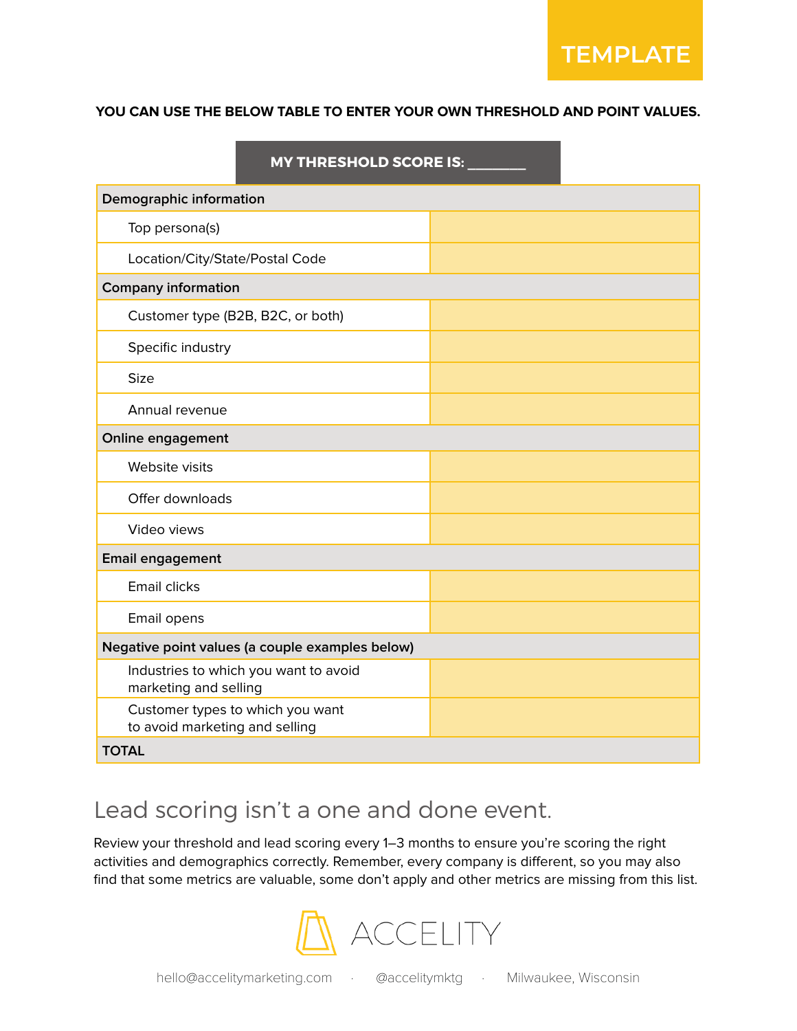TEMPLATE

**YOU CAN USE THE BELOW TABLE TO ENTER YOUR OWN THRESHOLD AND POINT VALUES.**

**MY THRESHOLD SCORE IS: _______**

| | |
|---|---|
| **Demographic information** | |
| Top persona(s) | |
| Location/City/State/Postal Code | |
| **Company information** | |
| Customer type (B2B, B2C, or both) | |
| Specific industry | |
| Size | |
| Annual revenue | |
| **Online engagement** | |
| Website visits | |
| Offer downloads | |
| Video views | |
| **Email engagement** | |
| Email clicks | |
| Email opens | |
| **Negative point values (a couple examples below)** | |
| Industries to which you want to avoid marketing and selling | |
| Customer types to which you want to avoid marketing and selling | |
| **TOTAL** | |

## Lead scoring isn't a one and done event.

Review your threshold and lead scoring every 1–3 months to ensure you're scoring the right activities and demographics correctly. Remember, every company is different, so you may also find that some metrics are valuable, some don't apply and other metrics are missing from this list.

ACCELITY

hello@accelitymarketing.com · @accelitymktg · Milwaukee, Wisconsin